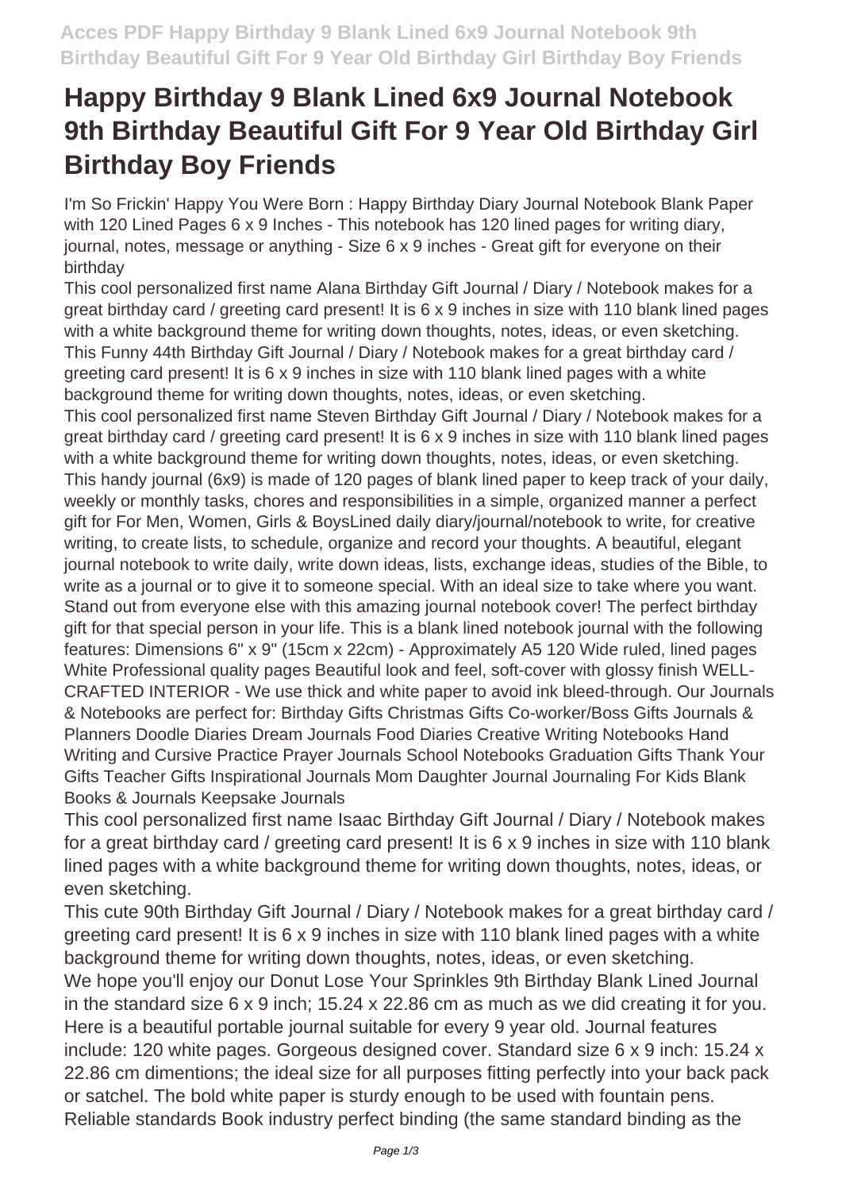# Happy Birthday 9 Blank Lined 6x9 Journal Notebook 9th Birthday Beautiful Gift For 9 Year Old Birthday Girl Birthday Boy Friends

I'm So Frickin' Happy You Were Born : Happy Birthday Diary Journal Notebook Blank Paper with 120 Lined Pages 6 x 9 Inches - This notebook has 120 lined pages for writing diary, journal, notes, message or anything - Size 6 x 9 inches - Great gift for everyone on their birthday

This cool personalized first name Alana Birthday Gift Journal / Diary / Notebook makes for a great birthday card / greeting card present! It is 6 x 9 inches in size with 110 blank lined pages with a white background theme for writing down thoughts, notes, ideas, or even sketching.

This Funny 44th Birthday Gift Journal / Diary / Notebook makes for a great birthday card / greeting card present! It is 6 x 9 inches in size with 110 blank lined pages with a white background theme for writing down thoughts, notes, ideas, or even sketching.

This cool personalized first name Steven Birthday Gift Journal / Diary / Notebook makes for a great birthday card / greeting card present! It is 6 x 9 inches in size with 110 blank lined pages with a white background theme for writing down thoughts, notes, ideas, or even sketching.

This handy journal (6x9) is made of 120 pages of blank lined paper to keep track of your daily, weekly or monthly tasks, chores and responsibilities in a simple, organized manner a perfect gift for For Men, Women, Girls & BoysLined daily diary/journal/notebook to write, for creative writing, to create lists, to schedule, organize and record your thoughts. A beautiful, elegant journal notebook to write daily, write down ideas, lists, exchange ideas, studies of the Bible, to write as a journal or to give it to someone special. With an ideal size to take where you want. Stand out from everyone else with this amazing journal notebook cover! The perfect birthday gift for that special person in your life. This is a blank lined notebook journal with the following features: Dimensions 6" x 9" (15cm x 22cm) - Approximately A5 120 Wide ruled, lined pages White Professional quality pages Beautiful look and feel, soft-cover with glossy finish WELL-CRAFTED INTERIOR - We use thick and white paper to avoid ink bleed-through. Our Journals & Notebooks are perfect for: Birthday Gifts Christmas Gifts Co-worker/Boss Gifts Journals & Planners Doodle Diaries Dream Journals Food Diaries Creative Writing Notebooks Hand Writing and Cursive Practice Prayer Journals School Notebooks Graduation Gifts Thank Your Gifts Teacher Gifts Inspirational Journals Mom Daughter Journal Journaling For Kids Blank Books & Journals Keepsake Journals

This cool personalized first name Isaac Birthday Gift Journal / Diary / Notebook makes for a great birthday card / greeting card present! It is 6 x 9 inches in size with 110 blank lined pages with a white background theme for writing down thoughts, notes, ideas, or even sketching.

This cute 90th Birthday Gift Journal / Diary / Notebook makes for a great birthday card / greeting card present! It is 6 x 9 inches in size with 110 blank lined pages with a white background theme for writing down thoughts, notes, ideas, or even sketching.

We hope you'll enjoy our Donut Lose Your Sprinkles 9th Birthday Blank Lined Journal in the standard size 6 x 9 inch; 15.24 x 22.86 cm as much as we did creating it for you. Here is a beautiful portable journal suitable for every 9 year old. Journal features include: 120 white pages. Gorgeous designed cover. Standard size 6 x 9 inch: 15.24 x 22.86 cm dimentions; the ideal size for all purposes fitting perfectly into your back pack or satchel. The bold white paper is sturdy enough to be used with fountain pens. Reliable standards Book industry perfect binding (the same standard binding as the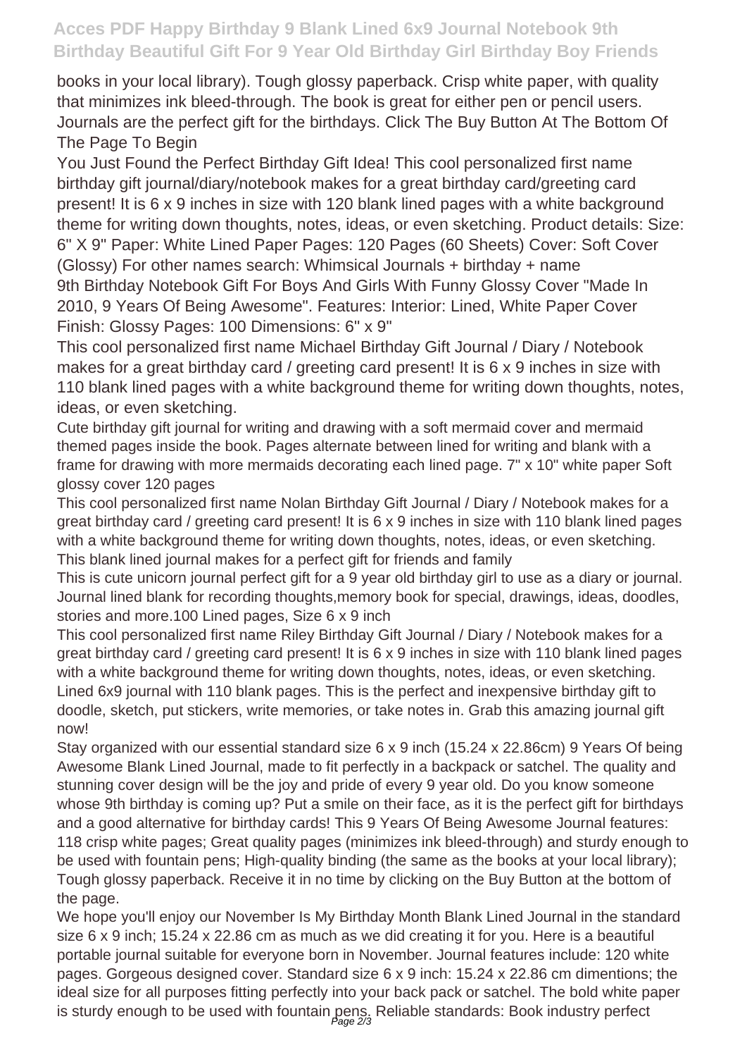books in your local library). Tough glossy paperback. Crisp white paper, with quality that minimizes ink bleed-through. The book is great for either pen or pencil users. Journals are the perfect gift for the birthdays. Click The Buy Button At The Bottom Of The Page To Begin

You Just Found the Perfect Birthday Gift Idea! This cool personalized first name birthday gift journal/diary/notebook makes for a great birthday card/greeting card present! It is 6 x 9 inches in size with 120 blank lined pages with a white background theme for writing down thoughts, notes, ideas, or even sketching. Product details: Size: 6" X 9" Paper: White Lined Paper Pages: 120 Pages (60 Sheets) Cover: Soft Cover (Glossy) For other names search: Whimsical Journals + birthday + name

9th Birthday Notebook Gift For Boys And Girls With Funny Glossy Cover "Made In 2010, 9 Years Of Being Awesome". Features: Interior: Lined, White Paper Cover Finish: Glossy Pages: 100 Dimensions: 6" x 9"

This cool personalized first name Michael Birthday Gift Journal / Diary / Notebook makes for a great birthday card / greeting card present! It is 6 x 9 inches in size with 110 blank lined pages with a white background theme for writing down thoughts, notes, ideas, or even sketching.

Cute birthday gift journal for writing and drawing with a soft mermaid cover and mermaid themed pages inside the book. Pages alternate between lined for writing and blank with a frame for drawing with more mermaids decorating each lined page. 7" x 10" white paper Soft glossy cover 120 pages

This cool personalized first name Nolan Birthday Gift Journal / Diary / Notebook makes for a great birthday card / greeting card present! It is 6 x 9 inches in size with 110 blank lined pages with a white background theme for writing down thoughts, notes, ideas, or even sketching. This blank lined journal makes for a perfect gift for friends and family

This is cute unicorn journal perfect gift for a 9 year old birthday girl to use as a diary or journal. Journal lined blank for recording thoughts,memory book for special, drawings, ideas, doodles, stories and more.100 Lined pages, Size 6 x 9 inch

This cool personalized first name Riley Birthday Gift Journal / Diary / Notebook makes for a great birthday card / greeting card present! It is 6 x 9 inches in size with 110 blank lined pages with a white background theme for writing down thoughts, notes, ideas, or even sketching. Lined 6x9 journal with 110 blank pages. This is the perfect and inexpensive birthday gift to doodle, sketch, put stickers, write memories, or take notes in. Grab this amazing journal gift now!

Stay organized with our essential standard size 6 x 9 inch (15.24 x 22.86cm) 9 Years Of being Awesome Blank Lined Journal, made to fit perfectly in a backpack or satchel. The quality and stunning cover design will be the joy and pride of every 9 year old. Do you know someone whose 9th birthday is coming up? Put a smile on their face, as it is the perfect gift for birthdays and a good alternative for birthday cards! This 9 Years Of Being Awesome Journal features: 118 crisp white pages; Great quality pages (minimizes ink bleed-through) and sturdy enough to be used with fountain pens; High-quality binding (the same as the books at your local library); Tough glossy paperback. Receive it in no time by clicking on the Buy Button at the bottom of the page.

We hope you'll enjoy our November Is My Birthday Month Blank Lined Journal in the standard size 6 x 9 inch; 15.24 x 22.86 cm as much as we did creating it for you. Here is a beautiful portable journal suitable for everyone born in November. Journal features include: 120 white pages. Gorgeous designed cover. Standard size 6 x 9 inch: 15.24 x 22.86 cm dimentions; the ideal size for all purposes fitting perfectly into your back pack or satchel. The bold white paper is sturdy enough to be used with fountain pens. Reliable standards: Book industry perfect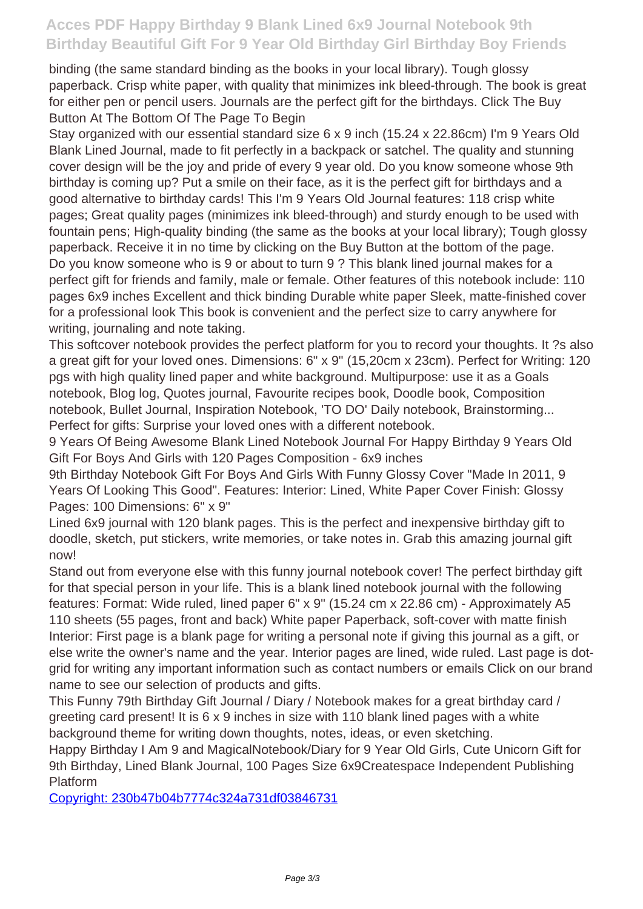binding (the same standard binding as the books in your local library). Tough glossy paperback. Crisp white paper, with quality that minimizes ink bleed-through. The book is great for either pen or pencil users. Journals are the perfect gift for the birthdays. Click The Buy Button At The Bottom Of The Page To Begin

Stay organized with our essential standard size 6 x 9 inch (15.24 x 22.86cm) I'm 9 Years Old Blank Lined Journal, made to fit perfectly in a backpack or satchel. The quality and stunning cover design will be the joy and pride of every 9 year old. Do you know someone whose 9th birthday is coming up? Put a smile on their face, as it is the perfect gift for birthdays and a good alternative to birthday cards! This I'm 9 Years Old Journal features: 118 crisp white pages; Great quality pages (minimizes ink bleed-through) and sturdy enough to be used with fountain pens; High-quality binding (the same as the books at your local library); Tough glossy paperback. Receive it in no time by clicking on the Buy Button at the bottom of the page.

Do you know someone who is 9 or about to turn 9 ? This blank lined journal makes for a perfect gift for friends and family, male or female. Other features of this notebook include: 110 pages 6x9 inches Excellent and thick binding Durable white paper Sleek, matte-finished cover for a professional look This book is convenient and the perfect size to carry anywhere for writing, journaling and note taking.

This softcover notebook provides the perfect platform for you to record your thoughts. It ?s also a great gift for your loved ones. Dimensions: 6" x 9" (15,20cm x 23cm). Perfect for Writing: 120 pgs with high quality lined paper and white background. Multipurpose: use it as a Goals notebook, Blog log, Quotes journal, Favourite recipes book, Doodle book, Composition notebook, Bullet Journal, Inspiration Notebook, 'TO DO' Daily notebook, Brainstorming... Perfect for gifts: Surprise your loved ones with a different notebook.

9 Years Of Being Awesome Blank Lined Notebook Journal For Happy Birthday 9 Years Old Gift For Boys And Girls with 120 Pages Composition - 6x9 inches

9th Birthday Notebook Gift For Boys And Girls With Funny Glossy Cover "Made In 2011, 9 Years Of Looking This Good". Features: Interior: Lined, White Paper Cover Finish: Glossy Pages: 100 Dimensions: 6" x 9"

Lined 6x9 journal with 120 blank pages. This is the perfect and inexpensive birthday gift to doodle, sketch, put stickers, write memories, or take notes in. Grab this amazing journal gift now!

Stand out from everyone else with this funny journal notebook cover! The perfect birthday gift for that special person in your life. This is a blank lined notebook journal with the following features: Format: Wide ruled, lined paper 6" x 9" (15.24 cm x 22.86 cm) - Approximately A5 110 sheets (55 pages, front and back) White paper Paperback, soft-cover with matte finish Interior: First page is a blank page for writing a personal note if giving this journal as a gift, or else write the owner's name and the year. Interior pages are lined, wide ruled. Last page is dot-grid for writing any important information such as contact numbers or emails Click on our brand name to see our selection of products and gifts.

This Funny 79th Birthday Gift Journal / Diary / Notebook makes for a great birthday card / greeting card present! It is 6 x 9 inches in size with 110 blank lined pages with a white background theme for writing down thoughts, notes, ideas, or even sketching.

Happy Birthday I Am 9 and MagicalNotebook/Diary for 9 Year Old Girls, Cute Unicorn Gift for 9th Birthday, Lined Blank Journal, 100 Pages Size 6x9Createspace Independent Publishing Platform

Copyright: 230b47b04b7774c324a731df03846731